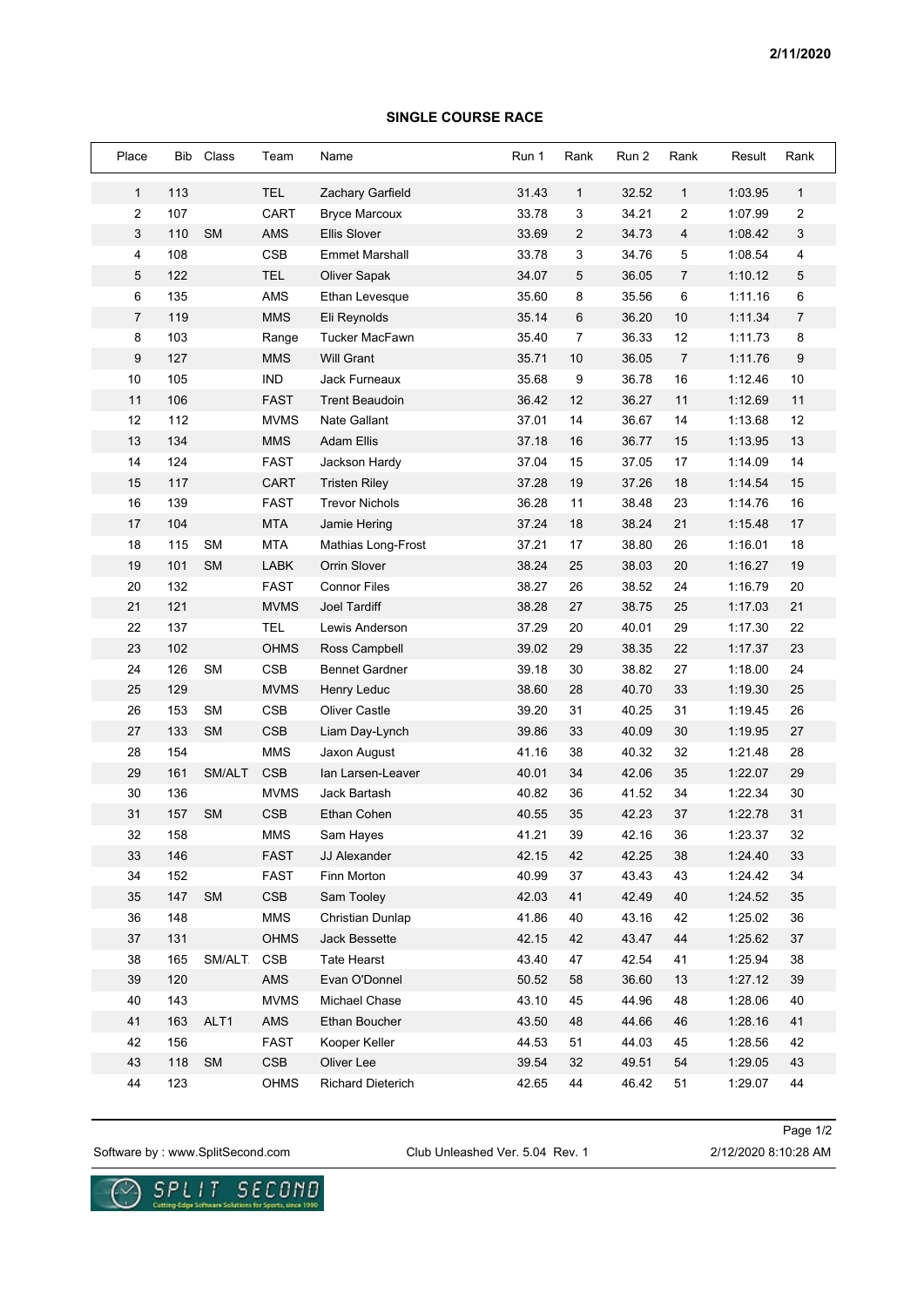2/11/2020

## SINGLE COURSE RACE

| Place | Bib | Class | Team | Name | Run 1 | Rank | Run 2 | Rank | Result | Rank |
|---|---|---|---|---|---|---|---|---|---|---|
| 1 | 113 | | TEL | Zachary Garfield | 31.43 | 1 | 32.52 | 1 | 1:03.95 | 1 |
| 2 | 107 | | CART | Bryce Marcoux | 33.78 | 3 | 34.21 | 2 | 1:07.99 | 2 |
| 3 | 110 | SM | AMS | Ellis Slover | 33.69 | 2 | 34.73 | 4 | 1:08.42 | 3 |
| 4 | 108 | | CSB | Emmet Marshall | 33.78 | 3 | 34.76 | 5 | 1:08.54 | 4 |
| 5 | 122 | | TEL | Oliver Sapak | 34.07 | 5 | 36.05 | 7 | 1:10.12 | 5 |
| 6 | 135 | | AMS | Ethan Levesque | 35.60 | 8 | 35.56 | 6 | 1:11.16 | 6 |
| 7 | 119 | | MMS | Eli Reynolds | 35.14 | 6 | 36.20 | 10 | 1:11.34 | 7 |
| 8 | 103 | | Range | Tucker MacFawn | 35.40 | 7 | 36.33 | 12 | 1:11.73 | 8 |
| 9 | 127 | | MMS | Will Grant | 35.71 | 10 | 36.05 | 7 | 1:11.76 | 9 |
| 10 | 105 | | IND | Jack Furneaux | 35.68 | 9 | 36.78 | 16 | 1:12.46 | 10 |
| 11 | 106 | | FAST | Trent Beaudoin | 36.42 | 12 | 36.27 | 11 | 1:12.69 | 11 |
| 12 | 112 | | MVMS | Nate Gallant | 37.01 | 14 | 36.67 | 14 | 1:13.68 | 12 |
| 13 | 134 | | MMS | Adam Ellis | 37.18 | 16 | 36.77 | 15 | 1:13.95 | 13 |
| 14 | 124 | | FAST | Jackson Hardy | 37.04 | 15 | 37.05 | 17 | 1:14.09 | 14 |
| 15 | 117 | | CART | Tristen Riley | 37.28 | 19 | 37.26 | 18 | 1:14.54 | 15 |
| 16 | 139 | | FAST | Trevor Nichols | 36.28 | 11 | 38.48 | 23 | 1:14.76 | 16 |
| 17 | 104 | | MTA | Jamie Hering | 37.24 | 18 | 38.24 | 21 | 1:15.48 | 17 |
| 18 | 115 | SM | MTA | Mathias Long-Frost | 37.21 | 17 | 38.80 | 26 | 1:16.01 | 18 |
| 19 | 101 | SM | LABK | Orrin Slover | 38.24 | 25 | 38.03 | 20 | 1:16.27 | 19 |
| 20 | 132 | | FAST | Connor Files | 38.27 | 26 | 38.52 | 24 | 1:16.79 | 20 |
| 21 | 121 | | MVMS | Joel Tardiff | 38.28 | 27 | 38.75 | 25 | 1:17.03 | 21 |
| 22 | 137 | | TEL | Lewis Anderson | 37.29 | 20 | 40.01 | 29 | 1:17.30 | 22 |
| 23 | 102 | | OHMS | Ross Campbell | 39.02 | 29 | 38.35 | 22 | 1:17.37 | 23 |
| 24 | 126 | SM | CSB | Bennet Gardner | 39.18 | 30 | 38.82 | 27 | 1:18.00 | 24 |
| 25 | 129 | | MVMS | Henry Leduc | 38.60 | 28 | 40.70 | 33 | 1:19.30 | 25 |
| 26 | 153 | SM | CSB | Oliver Castle | 39.20 | 31 | 40.25 | 31 | 1:19.45 | 26 |
| 27 | 133 | SM | CSB | Liam Day-Lynch | 39.86 | 33 | 40.09 | 30 | 1:19.95 | 27 |
| 28 | 154 | | MMS | Jaxon August | 41.16 | 38 | 40.32 | 32 | 1:21.48 | 28 |
| 29 | 161 | SM/ALT | CSB | Ian Larsen-Leaver | 40.01 | 34 | 42.06 | 35 | 1:22.07 | 29 |
| 30 | 136 | | MVMS | Jack Bartash | 40.82 | 36 | 41.52 | 34 | 1:22.34 | 30 |
| 31 | 157 | SM | CSB | Ethan Cohen | 40.55 | 35 | 42.23 | 37 | 1:22.78 | 31 |
| 32 | 158 | | MMS | Sam Hayes | 41.21 | 39 | 42.16 | 36 | 1:23.37 | 32 |
| 33 | 146 | | FAST | JJ Alexander | 42.15 | 42 | 42.25 | 38 | 1:24.40 | 33 |
| 34 | 152 | | FAST | Finn Morton | 40.99 | 37 | 43.43 | 43 | 1:24.42 | 34 |
| 35 | 147 | SM | CSB | Sam Tooley | 42.03 | 41 | 42.49 | 40 | 1:24.52 | 35 |
| 36 | 148 | | MMS | Christian Dunlap | 41.86 | 40 | 43.16 | 42 | 1:25.02 | 36 |
| 37 | 131 | | OHMS | Jack Bessette | 42.15 | 42 | 43.47 | 44 | 1:25.62 | 37 |
| 38 | 165 | SM/ALT | CSB | Tate Hearst | 43.40 | 47 | 42.54 | 41 | 1:25.94 | 38 |
| 39 | 120 | | AMS | Evan O'Donnel | 50.52 | 58 | 36.60 | 13 | 1:27.12 | 39 |
| 40 | 143 | | MVMS | Michael Chase | 43.10 | 45 | 44.96 | 48 | 1:28.06 | 40 |
| 41 | 163 | ALT1 | AMS | Ethan Boucher | 43.50 | 48 | 44.66 | 46 | 1:28.16 | 41 |
| 42 | 156 | | FAST | Kooper Keller | 44.53 | 51 | 44.03 | 45 | 1:28.56 | 42 |
| 43 | 118 | SM | CSB | Oliver Lee | 39.54 | 32 | 49.51 | 54 | 1:29.05 | 43 |
| 44 | 123 | | OHMS | Richard Dieterich | 42.65 | 44 | 46.42 | 51 | 1:29.07 | 44 |

Software by : www.SplitSecond.com    Club Unleashed Ver. 5.04 Rev. 1    2/12/2020 8:10:28 AM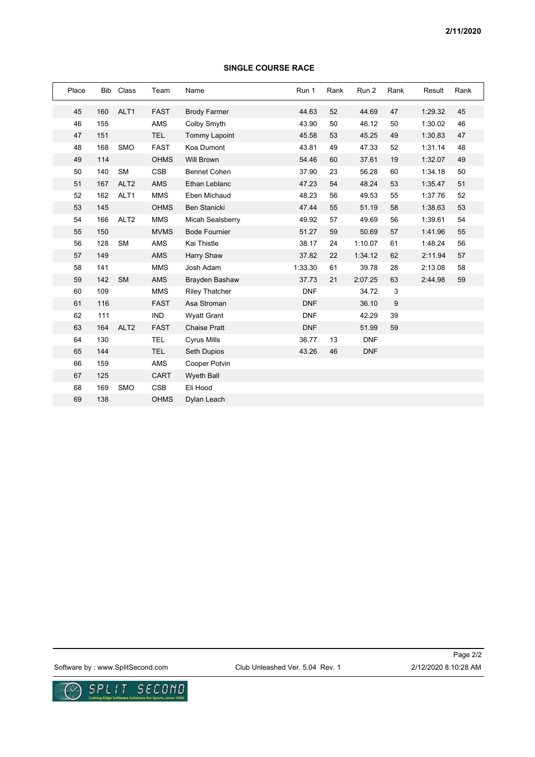**2/11/2020**

### SINGLE COURSE RACE

| Place | Bib | Class | Team | Name | Run 1 | Rank | Run 2 | Rank | Result | Rank |
|---|---|---|---|---|---|---|---|---|---|---|
| 45 | 160 | ALT1 | FAST | Brody Farmer | 44.63 | 52 | 44.69 | 47 | 1:29.32 | 45 |
| 46 | 155 | | AMS | Colby Smyth | 43.90 | 50 | 46.12 | 50 | 1:30.02 | 46 |
| 47 | 151 | | TEL | Tommy Lapoint | 45.58 | 53 | 45.25 | 49 | 1:30.83 | 47 |
| 48 | 168 | SMO | FAST | Koa Dumont | 43.81 | 49 | 47.33 | 52 | 1:31.14 | 48 |
| 49 | 114 | | OHMS | Will Brown | 54.46 | 60 | 37.61 | 19 | 1:32.07 | 49 |
| 50 | 140 | SM | CSB | Bennet Cohen | 37.90 | 23 | 56.28 | 60 | 1:34.18 | 50 |
| 51 | 167 | ALT2 | AMS | Ethan Leblanc | 47.23 | 54 | 48.24 | 53 | 1:35.47 | 51 |
| 52 | 162 | ALT1 | MMS | Eben Michaud | 48.23 | 56 | 49.53 | 55 | 1:37.76 | 52 |
| 53 | 145 | | OHMS | Ben Stanicki | 47.44 | 55 | 51.19 | 58 | 1:38.63 | 53 |
| 54 | 166 | ALT2 | MMS | Micah Sealsberry | 49.92 | 57 | 49.69 | 56 | 1:39.61 | 54 |
| 55 | 150 | | MVMS | Bode Fournier | 51.27 | 59 | 50.69 | 57 | 1:41.96 | 55 |
| 56 | 128 | SM | AMS | Kai Thistle | 38.17 | 24 | 1:10.07 | 61 | 1:48.24 | 56 |
| 57 | 149 | | AMS | Harry Shaw | 37.82 | 22 | 1:34.12 | 62 | 2:11.94 | 57 |
| 58 | 141 | | MMS | Josh Adam | 1:33.30 | 61 | 39.78 | 28 | 2:13.08 | 58 |
| 59 | 142 | SM | AMS | Brayden Bashaw | 37.73 | 21 | 2:07.25 | 63 | 2:44.98 | 59 |
| 60 | 109 | | MMS | Riley Thatcher | DNF | | 34.72 | 3 | | |
| 61 | 116 | | FAST | Asa Stroman | DNF | | 36.10 | 9 | | |
| 62 | 111 | | IND | Wyatt Grant | DNF | | 42.29 | 39 | | |
| 63 | 164 | ALT2 | FAST | Chaise Pratt | DNF | | 51.99 | 59 | | |
| 64 | 130 | | TEL | Cyrus Mills | 36.77 | 13 | DNF | | | |
| 65 | 144 | | TEL | Seth Dupios | 43.26 | 46 | DNF | | | |
| 66 | 159 | | AMS | Cooper Potvin | | | | | | |
| 67 | 125 | | CART | Wyeth Ball | | | | | | |
| 68 | 169 | SMO | CSB | Eli Hood | | | | | | |
| 69 | 138 | | OHMS | Dylan Leach | | | | | | |

Software by : www.SplitSecond.com    Club Unleashed Ver. 5.04 Rev. 1    2/12/2020 8:10:28 AM